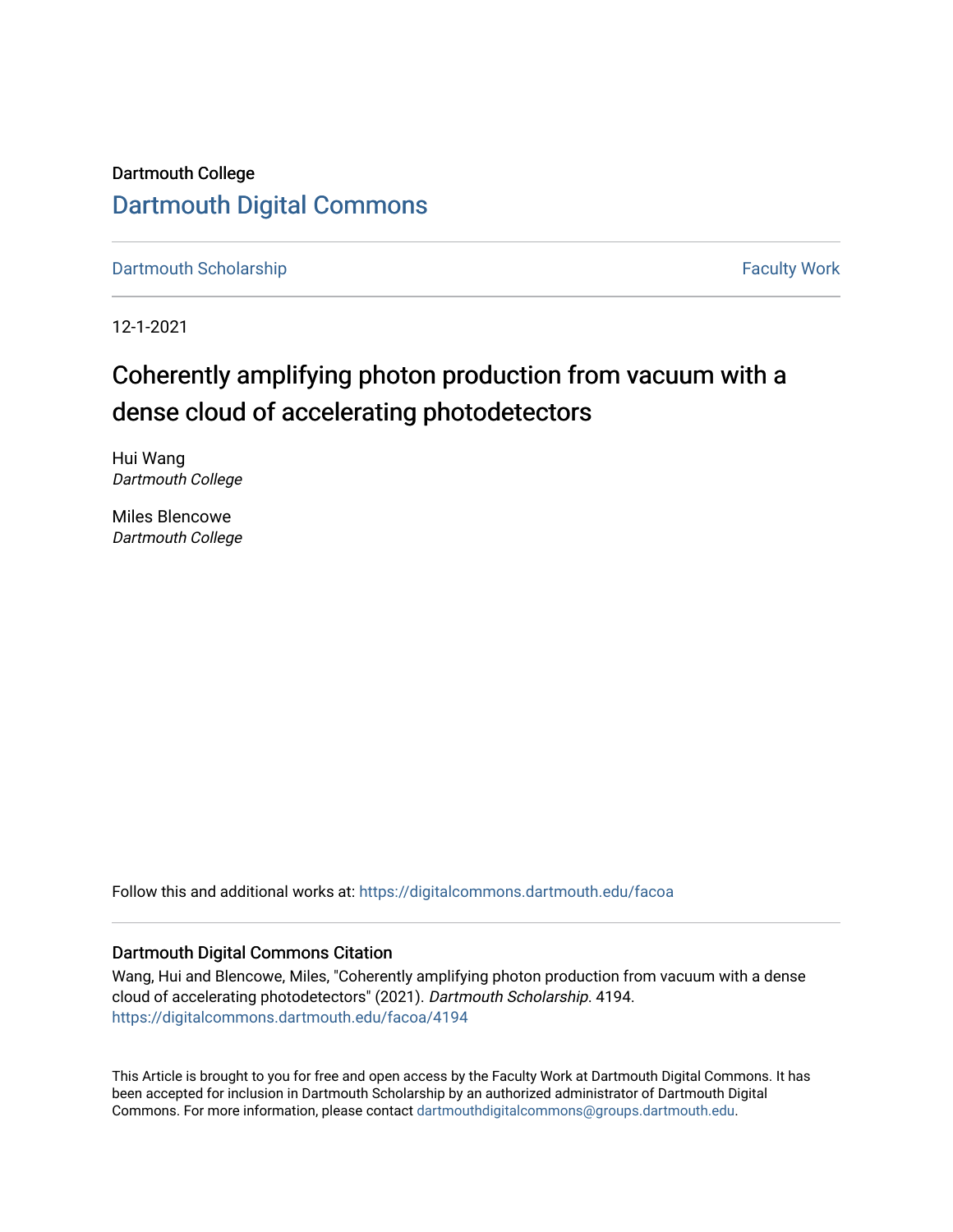Dartmouth College

# Dartmouth Digital Commons

Dartmouth Scholarship | Faculty Work

12-1-2021

## Coherently amplifying photon production from vacuum with a dense cloud of accelerating photodetectors

Hui Wang
*Dartmouth College*

Miles Blencowe
*Dartmouth College*

Follow this and additional works at: https://digitalcommons.dartmouth.edu/facoa

### Dartmouth Digital Commons Citation

Wang, Hui and Blencowe, Miles, "Coherently amplifying photon production from vacuum with a dense cloud of accelerating photodetectors" (2021). *Dartmouth Scholarship*. 4194.
https://digitalcommons.dartmouth.edu/facoa/4194

This Article is brought to you for free and open access by the Faculty Work at Dartmouth Digital Commons. It has been accepted for inclusion in Dartmouth Scholarship by an authorized administrator of Dartmouth Digital Commons. For more information, please contact dartmouthdigitalcommons@groups.dartmouth.edu.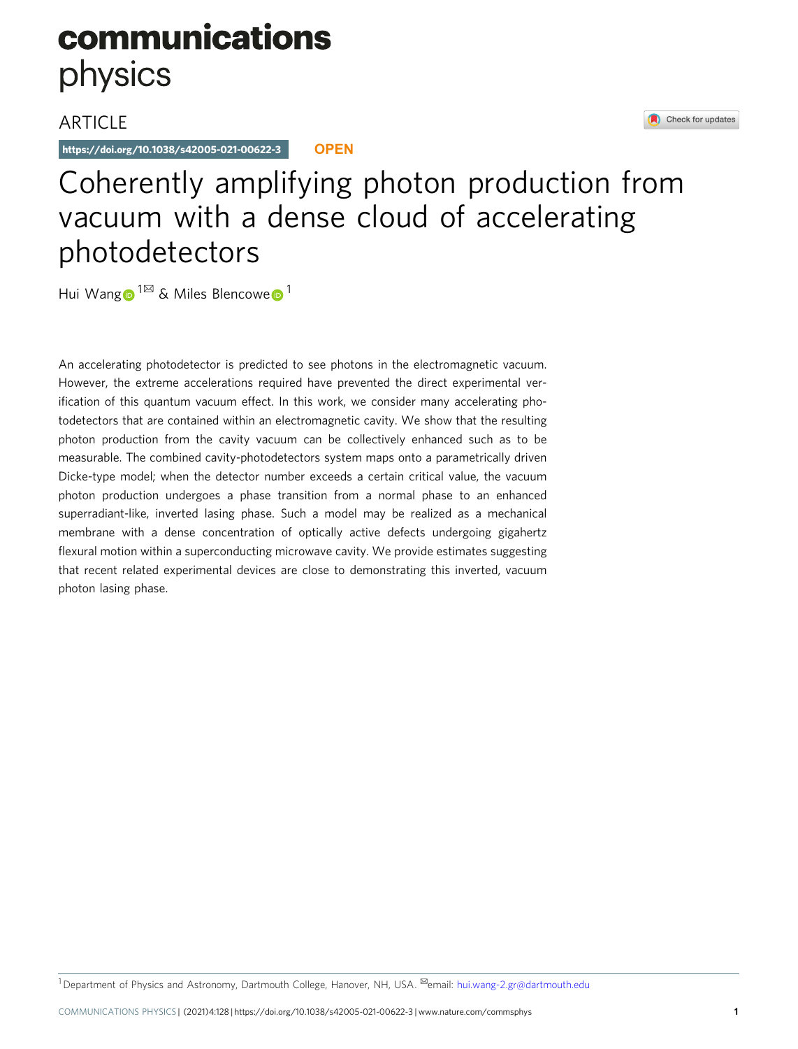# Coherently amplifying photon production from vacuum with a dense cloud of accelerating photodetectors

Hui Wang [1]✉ & Miles Blencowe [1]

An accelerating photodetector is predicted to see photons in the electromagnetic vacuum. However, the extreme accelerations required have prevented the direct experimental verification of this quantum vacuum effect. In this work, we consider many accelerating photodetectors that are contained within an electromagnetic cavity. We show that the resulting photon production from the cavity vacuum can be collectively enhanced such as to be measurable. The combined cavity-photodetectors system maps onto a parametrically driven Dicke-type model; when the detector number exceeds a certain critical value, the vacuum photon production undergoes a phase transition from a normal phase to an enhanced superradiant-like, inverted lasing phase. Such a model may be realized as a mechanical membrane with a dense concentration of optically active defects undergoing gigahertz flexural motion within a superconducting microwave cavity. We provide estimates suggesting that recent related experimental devices are close to demonstrating this inverted, vacuum photon lasing phase.

[1] Department of Physics and Astronomy, Dartmouth College, Hanover, NH, USA. ✉email: hui.wang-2.gr@dartmouth.edu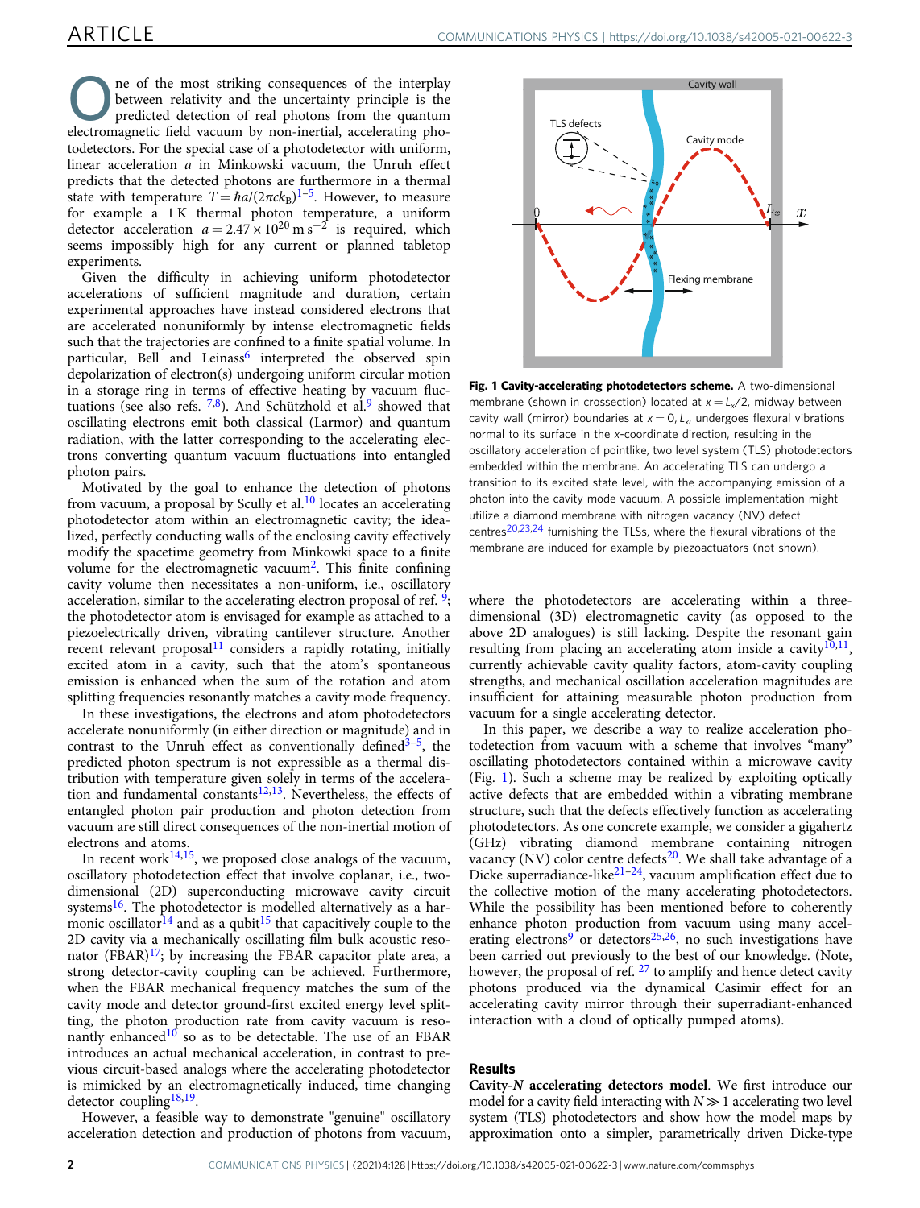One of the most striking consequences of the interplay between relativity and the uncertainty principle is the predicted detection of real photons from the quantum electromagnetic field vacuum by non-inertial, accelerating photodetectors. For the special case of a photodetector with uniform, linear acceleration $a$ in Minkowski vacuum, the Unruh effect predicts that the detected photons are furthermore in a thermal state with temperature $T = \hbar a/(2\pi c k_B)$[1–5]. However, to measure for example a 1 K thermal photon temperature, a uniform detector acceleration $a = 2.47 \times 10^{20}\,\mathrm{m\,s^{-2}}$ is required, which seems impossibly high for any current or planned tabletop experiments.

Given the difficulty in achieving uniform photodetector accelerations of sufficient magnitude and duration, certain experimental approaches have instead considered electrons that are accelerated nonuniformly by intense electromagnetic fields such that the trajectories are confined to a finite spatial volume. In particular, Bell and Leinass[6] interpreted the observed spin depolarization of electron(s) undergoing uniform circular motion in a storage ring in terms of effective heating by vacuum fluctuations (see also refs. [7,8]). And Schützhold et al.[9] showed that oscillating electrons emit both classical (Larmor) and quantum radiation, with the latter corresponding to the accelerating electrons converting quantum vacuum fluctuations into entangled photon pairs.

Motivated by the goal to enhance the detection of photons from vacuum, a proposal by Scully et al.[10] locates an accelerating photodetector atom within an electromagnetic cavity; the idealized, perfectly conducting walls of the enclosing cavity effectively modify the spacetime geometry from Minkowski space to a finite volume for the electromagnetic vacuum[2]. This finite confining cavity volume then necessitates a non-uniform, i.e., oscillatory acceleration, similar to the accelerating electron proposal of ref. [9]; the photodetector atom is envisaged for example as attached to a piezoelectrically driven, vibrating cantilever structure. Another recent relevant proposal[11] considers a rapidly rotating, initially excited atom in a cavity, such that the atom's spontaneous emission is enhanced when the sum of the rotation and atom splitting frequencies resonantly matches a cavity mode frequency.

In these investigations, the electrons and atom photodetectors accelerate nonuniformly (in either direction or magnitude) and in contrast to the Unruh effect as conventionally defined[3–5], the predicted photon spectrum is not expressible as a thermal distribution with temperature given solely in terms of the acceleration and fundamental constants[12,13]. Nevertheless, the effects of entangled photon pair production and photon detection from vacuum are still direct consequences of the non-inertial motion of electrons and atoms.

In recent work[14,15], we proposed close analogs of the vacuum, oscillatory photodetection effect that involve coplanar, i.e., two-dimensional (2D) superconducting microwave cavity circuit systems[16]. The photodetector is modelled alternatively as a harmonic oscillator[14] and as a qubit[15] that capacitively couple to the 2D cavity via a mechanically oscillating film bulk acoustic resonator (FBAR)[17]; by increasing the FBAR capacitor plate area, a strong detector-cavity coupling can be achieved. Furthermore, when the FBAR mechanical frequency matches the sum of the cavity mode and detector ground-first excited energy level splitting, the photon production rate from cavity vacuum is resonantly enhanced[10] so as to be detectable. The use of an FBAR introduces an actual mechanical acceleration, in contrast to previous circuit-based analogs where the accelerating photodetector is mimicked by an electromagnetically induced, time changing detector coupling[18,19].

However, a feasible way to demonstrate "genuine" oscillatory acceleration detection and production of photons from vacuum, where the photodetectors are accelerating within a three-dimensional (3D) electromagnetic cavity (as opposed to the above 2D analogues) is still lacking. Despite the resonant gain resulting from placing an accelerating atom inside a cavity[10,11], currently achievable cavity quality factors, atom-cavity coupling strengths, and mechanical oscillation acceleration magnitudes are insufficient for attaining measurable photon production from vacuum for a single accelerating detector.

**Fig. 1 Cavity-accelerating photodetectors scheme.** A two-dimensional membrane (shown in crossection) located at $x = L_x/2$, midway between cavity wall (mirror) boundaries at $x = 0, L_x$, undergoes flexural vibrations normal to its surface in the $x$-coordinate direction, resulting in the oscillatory acceleration of pointlike, two level system (TLS) photodetectors embedded within the membrane. An accelerating TLS can undergo a transition to its excited state level, with the accompanying emission of a photon into the cavity mode vacuum. A possible implementation might utilize a diamond membrane with nitrogen vacancy (NV) defect centres[20,23,24] furnishing the TLSs, where the flexural vibrations of the membrane are induced for example by piezoactuators (not shown).

In this paper, we describe a way to realize acceleration photodetection from vacuum with a scheme that involves "many" oscillating photodetectors contained within a microwave cavity (Fig. 1). Such a scheme may be realized by exploiting optically active defects that are embedded within a vibrating membrane structure, such that the defects effectively function as accelerating photodetectors. As one concrete example, we consider a gigahertz (GHz) vibrating diamond membrane containing nitrogen vacancy (NV) color centre defects[20]. We shall take advantage of a Dicke superradiance-like[21–24], vacuum amplification effect due to the collective motion of the many accelerating photodetectors. While the possibility has been mentioned before to coherently enhance photon production from vacuum using many accelerating electrons[9] or detectors[25,26], no such investigations have been carried out previously to the best of our knowledge. (Note, however, the proposal of ref. [27] to amplify and hence detect cavity photons produced via the dynamical Casimir effect for an accelerating cavity mirror through their superradiant-enhanced interaction with a cloud of optically pumped atoms).

## Results

**Cavity-$N$ accelerating detectors model**. We first introduce our model for a cavity field interacting with $N \gg 1$ accelerating two level system (TLS) photodetectors and show how the model maps by approximation onto a simpler, parametrically driven Dicke-type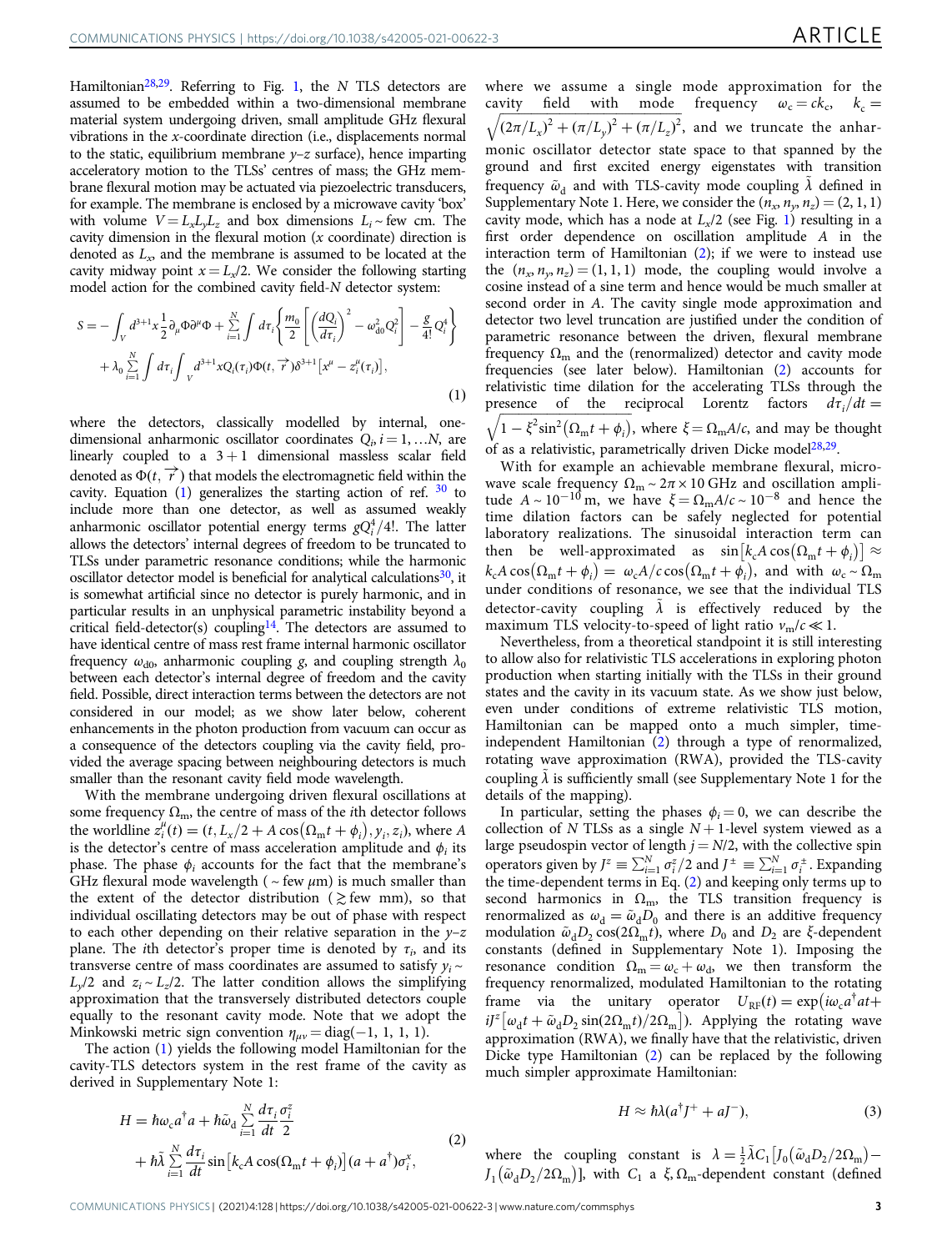Hamiltonian[28,29]. Referring to Fig. 1, the $N$ TLS detectors are assumed to be embedded within a two-dimensional membrane material system undergoing driven, small amplitude GHz flexural vibrations in the $x$-coordinate direction (i.e., displacements normal to the static, equilibrium membrane $y$–$z$ surface), hence imparting acceleratory motion to the TLSs' centres of mass; the GHz membrane flexural motion may be actuated via piezoelectric transducers, for example. The membrane is enclosed by a microwave cavity 'box' with volume $V = L_xL_yL_z$ and box dimensions $L_i \sim$ few cm. The cavity dimension in the flexural motion ($x$ coordinate) direction is denoted as $L_x$, and the membrane is assumed to be located at the cavity midway point $x = L_x/2$. We consider the following starting model action for the combined cavity field-$N$ detector system:

$$S = -\int_V d^{3+1}x \frac{1}{2}\partial_\mu\Phi\partial^\mu\Phi + \sum_{i=1}^{N}\int d\tau_i\left\{\frac{m_0}{2}\left[\left(\frac{dQ_i}{d\tau_i}\right)^2 - \omega_{d0}^2 Q_i^2\right] - \frac{g}{4!}Q_i^4\right\} + \lambda_0\sum_{i=1}^{N}\int d\tau_i\int_V d^{3+1}x Q_i(\tau_i)\Phi(t,\vec{r})\delta^{3+1}\left[x^\mu - z_i^\mu(\tau_i)\right], \tag{1}$$

where the detectors, classically modelled by internal, one-dimensional anharmonic oscillator coordinates $Q_i, i = 1,\ldots N$, are linearly coupled to a $3+1$ dimensional massless scalar field denoted as $\Phi(t,\vec{r})$ that models the electromagnetic field within the cavity. Equation (1) generalizes the starting action of ref. [30] to include more than one detector, as well as assumed weakly anharmonic oscillator potential energy terms $gQ_i^4/4!$. The latter allows the detectors' internal degrees of freedom to be truncated to TLSs under parametric resonance conditions; while the harmonic oscillator detector model is beneficial for analytical calculations[30], it is somewhat artificial since no detector is purely harmonic, and in particular results in an unphysical parametric instability beyond a critical field-detector(s) coupling[14]. The detectors are assumed to have identical centre of mass rest frame internal harmonic oscillator frequency $\omega_{d0}$, anharmonic coupling $g$, and coupling strength $\lambda_0$ between each detector's internal degree of freedom and the cavity field. Possible, direct interaction terms between the detectors are not considered in our model; as we show later below, coherent enhancements in the photon production from vacuum can occur as a consequence of the detectors coupling via the cavity field, provided the average spacing between neighbouring detectors is much smaller than the resonant cavity field mode wavelength.

With the membrane undergoing driven flexural oscillations at some frequency $\Omega_m$, the centre of mass of the $i$th detector follows the worldline $z_i^\mu(t) = (t, L_x/2 + A\cos(\Omega_m t + \phi_i), y_i, z_i)$, where $A$ is the detector's centre of mass acceleration amplitude and $\phi_i$ its phase. The phase $\phi_i$ accounts for the fact that the membrane's GHz flexural mode wavelength ($\sim$ few $\mu$m) is much smaller than the extent of the detector distribution ($\gtrsim$ few mm), so that individual oscillating detectors may be out of phase with respect to each other depending on their relative separation in the $y$–$z$ plane. The $i$th detector's proper time is denoted by $\tau_i$, and its transverse centre of mass coordinates are assumed to satisfy $y_i \sim L_y/2$ and $z_i \sim L_z/2$. The latter condition allows the simplifying approximation that the transversely distributed detectors couple equally to the resonant cavity mode. Note that we adopt the Minkowski metric sign convention $\eta_{\mu\nu} = \mathrm{diag}(-1, 1, 1, 1)$.

The action (1) yields the following model Hamiltonian for the cavity-TLS detectors system in the rest frame of the cavity as derived in Supplementary Note 1:

$$H = \hbar\omega_c a^\dagger a + \hbar\tilde{\omega}_d\sum_{i=1}^{N}\frac{d\tau_i}{dt}\frac{\sigma_i^z}{2} + \hbar\tilde{\lambda}\sum_{i=1}^{N}\frac{d\tau_i}{dt}\sin\left[k_c A\cos(\Omega_m t + \phi_i)\right](a + a^\dagger)\sigma_i^x, \tag{2}$$

where we assume a single mode approximation for the cavity field with mode frequency $\omega_c = ck_c$, $k_c = \sqrt{(2\pi/L_x)^2 + (\pi/L_y)^2 + (\pi/L_z)^2}$, and we truncate the anharmonic oscillator detector state space to that spanned by the ground and first excited energy eigenstates with transition frequency $\tilde{\omega}_d$ and with TLS-cavity mode coupling $\tilde{\lambda}$ defined in Supplementary Note 1. Here, we consider the $(n_x, n_y, n_z) = (2, 1, 1)$ cavity mode, which has a node at $L_x/2$ (see Fig. 1) resulting in a first order dependence on oscillation amplitude $A$ in the interaction term of Hamiltonian (2); if we were to instead use the $(n_x, n_y, n_z) = (1, 1, 1)$ mode, the coupling would involve a cosine instead of a sine term and hence would be much smaller at second order in $A$. The cavity single mode approximation and detector two level truncation are justified under the condition of parametric resonance between the driven, flexural membrane frequency $\Omega_m$ and the (renormalized) detector and cavity mode frequencies (see later below). Hamiltonian (2) accounts for relativistic time dilation for the accelerating TLSs through the presence of the reciprocal Lorentz factors $d\tau_i/dt = \sqrt{1 - \xi^2\sin^2(\Omega_m t + \phi_i)}$, where $\xi = \Omega_m A/c$, and may be thought of as a relativistic, parametrically driven Dicke model[28,29].

With for example an achievable membrane flexural, microwave scale frequency $\Omega_m \sim 2\pi \times 10$ GHz and oscillation amplitude $A \sim 10^{-10}$ m, we have $\xi = \Omega_m A/c \sim 10^{-8}$ and hence the time dilation factors can be safely neglected for potential laboratory realizations. The sinusoidal interaction term can then be well-approximated as $\sin\left[k_c A\cos(\Omega_m t + \phi_i)\right] \approx k_c A\cos(\Omega_m t + \phi_i) = \omega_c A/c\cos(\Omega_m t + \phi_i)$, and with $\omega_c \sim \Omega_m$ under conditions of resonance, we see that the individual TLS detector-cavity coupling $\tilde{\lambda}$ is effectively reduced by the maximum TLS velocity-to-speed of light ratio $v_m/c \ll 1$.

Nevertheless, from a theoretical standpoint it is still interesting to allow also for relativistic TLS accelerations in exploring photon production when starting initially with the TLSs in their ground states and the cavity in its vacuum state. As we show just below, even under conditions of extreme relativistic TLS motion, Hamiltonian can be mapped onto a much simpler, time-independent Hamiltonian (2) through a type of renormalized, rotating wave approximation (RWA), provided the TLS-cavity coupling $\tilde{\lambda}$ is sufficiently small (see Supplementary Note 1 for the details of the mapping).

In particular, setting the phases $\phi_i = 0$, we can describe the collection of $N$ TLSs as a single $N+1$-level system viewed as a large pseudospin vector of length $j = N/2$, with the collective spin operators given by $J^z \equiv \sum_{i=1}^{N}\sigma_i^z/2$ and $J^\pm \equiv \sum_{i=1}^{N}\sigma_i^\pm$. Expanding the time-dependent terms in Eq. (2) and keeping only terms up to second harmonics in $\Omega_m$, the TLS transition frequency is renormalized as $\omega_d = \tilde{\omega}_d D_0$ and there is an additive frequency modulation $\tilde{\omega}_d D_2\cos(2\Omega_m t)$, where $D_0$ and $D_2$ are $\xi$-dependent constants (defined in Supplementary Note 1). Imposing the resonance condition $\Omega_m = \omega_c + \omega_d$, we then transform the frequency renormalized, modulated Hamiltonian to the rotating frame via the unitary operator $U_{RF}(t) = \exp\left(i\omega_c a^\dagger a t + iJ^z\left[\omega_d t + \tilde{\omega}_d D_2\sin(2\Omega_m t)/2\Omega_m\right]\right)$. Applying the rotating wave approximation (RWA), we finally have that the relativistic, driven Dicke type Hamiltonian (2) can be replaced by the following much simpler approximate Hamiltonian:

$$H \approx \hbar\lambda(a^\dagger J^+ + aJ^-), \tag{3}$$

where the coupling constant is $\lambda = \frac{1}{2}\tilde{\lambda}C_1\left[J_0(\tilde{\omega}_d D_2/2\Omega_m) - J_1(\tilde{\omega}_d D_2/2\Omega_m)\right]$, with $C_1$ a $\xi, \Omega_m$-dependent constant (defined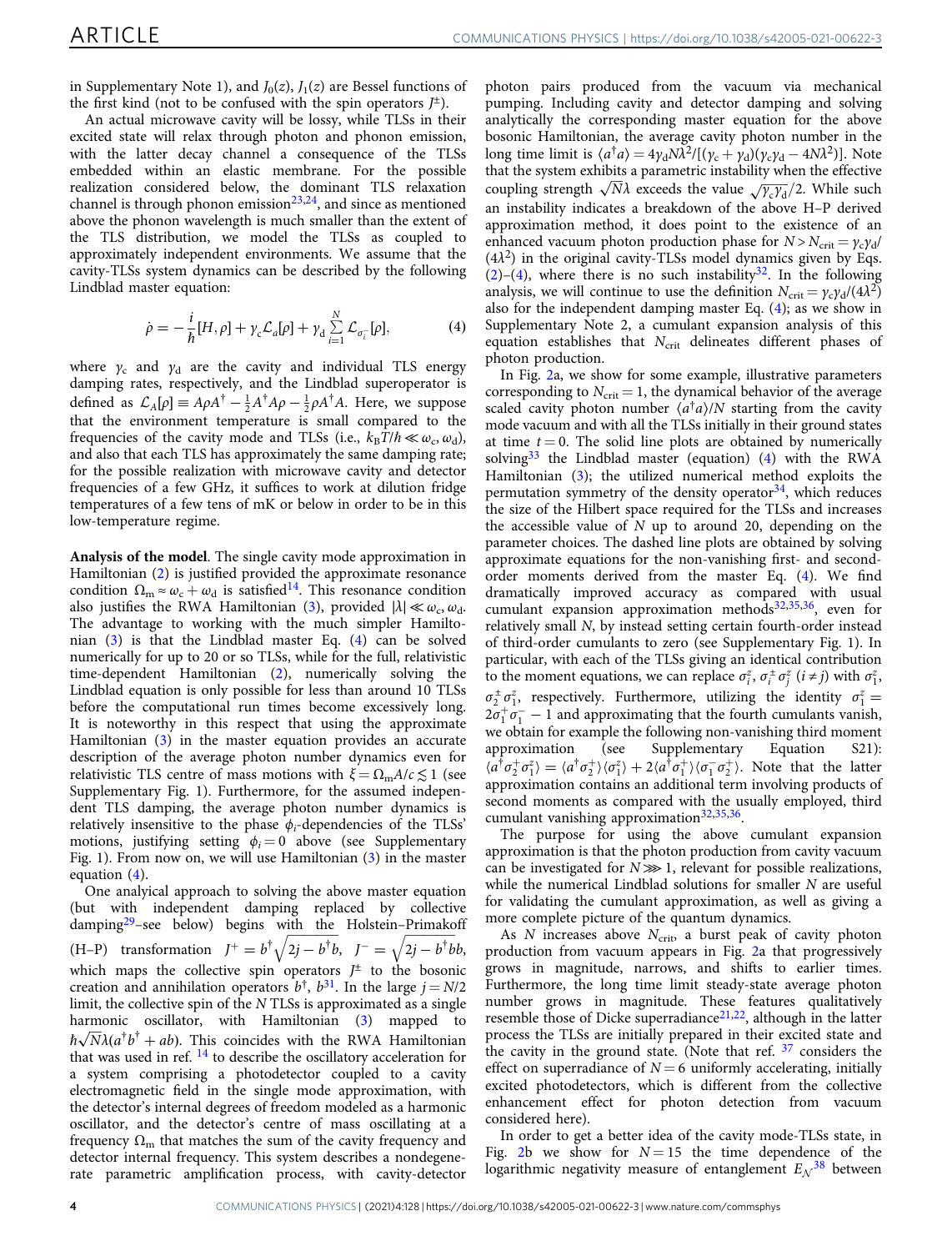in Supplementary Note 1), and $J_0(z)$, $J_1(z)$ are Bessel functions of the first kind (not to be confused with the spin operators $J^{\pm}$).

An actual microwave cavity will be lossy, while TLSs in their excited state will relax through photon and phonon emission, with the latter decay channel a consequence of the TLSs embedded within an elastic membrane. For the possible realization considered below, the dominant TLS relaxation channel is through phonon emission[23,24], and since as mentioned above the phonon wavelength is much smaller than the extent of the TLS distribution, we model the TLSs as coupled to approximately independent environments. We assume that the cavity-TLSs system dynamics can be described by the following Lindblad master equation:

$$\dot{\rho} = -\frac{i}{\hbar}[H,\rho] + \gamma_c \mathcal{L}_a[\rho] + \gamma_d \sum_{i=1}^{N} \mathcal{L}_{\sigma_i^-}[\rho], \tag{4}$$

where $\gamma_c$ and $\gamma_d$ are the cavity and individual TLS energy damping rates, respectively, and the Lindblad superoperator is defined as $\mathcal{L}_A[\rho] \equiv A\rho A^\dagger - \frac{1}{2}A^\dagger A\rho - \frac{1}{2}\rho A^\dagger A$. Here, we suppose that the environment temperature is small compared to the frequencies of the cavity mode and TLSs (i.e., $k_B T/\hbar \ll \omega_c, \omega_d$), and also that each TLS has approximately the same damping rate; for the possible realization with microwave cavity and detector frequencies of a few GHz, it suffices to work at dilution fridge temperatures of a few tens of mK or below in order to be in this low-temperature regime.

**Analysis of the model**. The single cavity mode approximation in Hamiltonian (2) is justified provided the approximate resonance condition $\Omega_m \approx \omega_c + \omega_d$ is satisfied[14]. This resonance condition also justifies the RWA Hamiltonian (3), provided $|\lambda| \ll \omega_c, \omega_d$. The advantage to working with the much simpler Hamiltonian (3) is that the Lindblad master Eq. (4) can be solved numerically for up to 20 or so TLSs, while for the full, relativistic time-dependent Hamiltonian (2), numerically solving the Lindblad equation is only possible for less than around 10 TLSs before the computational run times become excessively long. It is noteworthy in this respect that using the approximate Hamiltonian (3) in the master equation provides an accurate description of the average photon number dynamics even for relativistic TLS centre of mass motions with $\xi = \Omega_m A/c \lesssim 1$ (see Supplementary Fig. 1). Furthermore, for the assumed independent TLS damping, the average photon number dynamics is relatively insensitive to the phase $\phi_i$-dependencies of the TLSs' motions, justifying setting $\phi_i = 0$ above (see Supplementary Fig. 1). From now on, we will use Hamiltonian (3) in the master equation (4).

One analytical approach to solving the above master equation (but with independent damping replaced by collective damping[29]–see below) begins with the Holstein–Primakoff (H–P) transformation $J^+ = b^\dagger\sqrt{2j - b^\dagger b}$, $J^- = \sqrt{2j - b^\dagger b}\, b$, which maps the collective spin operators $J^{\pm}$ to the bosonic creation and annihilation operators $b^\dagger$, $b$[31]. In the large $j = N/2$ limit, the collective spin of the $N$ TLSs is approximated as a single harmonic oscillator, with Hamiltonian (3) mapped to $\hbar\sqrt{N}\lambda(a^\dagger b^\dagger + ab)$. This coincides with the RWA Hamiltonian that was used in ref. [14] to describe the oscillatory acceleration for a system comprising a photodetector coupled to a cavity electromagnetic field in the single mode approximation, with the detector's internal degrees of freedom modeled as a harmonic oscillator, and the detector's centre of mass oscillating at a frequency $\Omega_m$ that matches the sum of the cavity frequency and detector internal frequency. This system describes a nondegenerate parametric amplification process, with cavity-detector photon pairs produced from the vacuum via mechanical pumping. Including cavity and detector damping and solving analytically the corresponding master equation for the above bosonic Hamiltonian, the average cavity photon number in the long time limit is $\langle a^\dagger a\rangle = 4\gamma_d N\lambda^2/[(\gamma_c + \gamma_d)(\gamma_c\gamma_d - 4N\lambda^2)]$. Note that the system exhibits a parametric instability when the effective coupling strength $\sqrt{N}\lambda$ exceeds the value $\sqrt{\gamma_c\gamma_d}/2$. While such an instability indicates a breakdown of the above H–P derived approximation method, it does point to the existence of an enhanced vacuum photon production phase for $N > N_{\rm crit} = \gamma_c\gamma_d/(4\lambda^2)$ in the original cavity-TLSs model dynamics given by Eqs. (2)–(4), where there is no such instability[32]. In the following analysis, we will continue to use the definition $N_{\rm crit} = \gamma_c\gamma_d/(4\lambda^2)$ also for the independent damping master Eq. (4); as we show in Supplementary Note 2, a cumulant expansion analysis of this equation establishes that $N_{\rm crit}$ delineates different phases of photon production.

In Fig. 2a, we show for some example, illustrative parameters corresponding to $N_{\rm crit} = 1$, the dynamical behavior of the average scaled cavity photon number $\langle a^\dagger a\rangle/N$ starting from the cavity mode vacuum and with all the TLSs initially in their ground states at time $t = 0$. The solid line plots are obtained by numerically solving[33] the Lindblad master (equation) (4) with the RWA Hamiltonian (3); the utilized numerical method exploits the permutation symmetry of the density operator[34], which reduces the size of the Hilbert space required for the TLSs and increases the accessible value of $N$ up to around 20, depending on the parameter choices. The dashed line plots are obtained by solving approximate equations for the non-vanishing first- and second-order moments derived from the master Eq. (4). We find dramatically improved accuracy as compared with usual cumulant expansion approximation methods[32,35,36], even for relatively small $N$, by instead setting certain fourth-order instead of third-order cumulants to zero (see Supplementary Fig. 1). In particular, with each of the TLSs giving an identical contribution to the moment equations, we can replace $\sigma_i^z$, $\sigma_i^{\pm}\sigma_j^z$ $(i \neq j)$ with $\sigma_1^z$, $\sigma_2^{\pm}\sigma_1^z$, respectively. Furthermore, utilizing the identity $\sigma_1^z = 2\sigma_1^+\sigma_1^- - 1$ and approximating that the fourth cumulants vanish, we obtain for example the following non-vanishing third moment approximation (see Supplementary Equation S21): $\langle a^\dagger\sigma_2^+\sigma_1^z\rangle = \langle a^\dagger\sigma_2^+\rangle\langle\sigma_1^z\rangle + 2\langle a^\dagger\sigma_1^+\rangle\langle\sigma_1^-\sigma_2^+\rangle$. Note that the latter approximation contains an additional term involving products of second moments as compared with the usually employed, third cumulant vanishing approximation[32,35,36].

The purpose for using the above cumulant expansion approximation is that the photon production from cavity vacuum can be investigated for $N \ggg 1$, relevant for possible realizations, while the numerical Lindblad solutions for smaller $N$ are useful for validating the cumulant approximation, as well as giving a more complete picture of the quantum dynamics.

As $N$ increases above $N_{\rm crit}$, a burst peak of cavity photon production from vacuum appears in Fig. 2a that progressively grows in magnitude, narrows, and shifts to earlier times. Furthermore, the long time limit steady-state average photon number grows in magnitude. These features qualitatively resemble those of Dicke superradiance[21,22], although in the latter process the TLSs are initially prepared in their excited state and the cavity in the ground state. (Note that ref. [37] considers the effect on superradiance of $N = 6$ uniformly accelerating, initially excited photodetectors, which is different from the collective enhancement effect for photon detection from vacuum considered here).

In order to get a better idea of the cavity mode-TLSs state, in Fig. 2b we show for $N = 15$ the time dependence of the logarithmic negativity measure of entanglement $E_{\mathcal{N}}$[38] between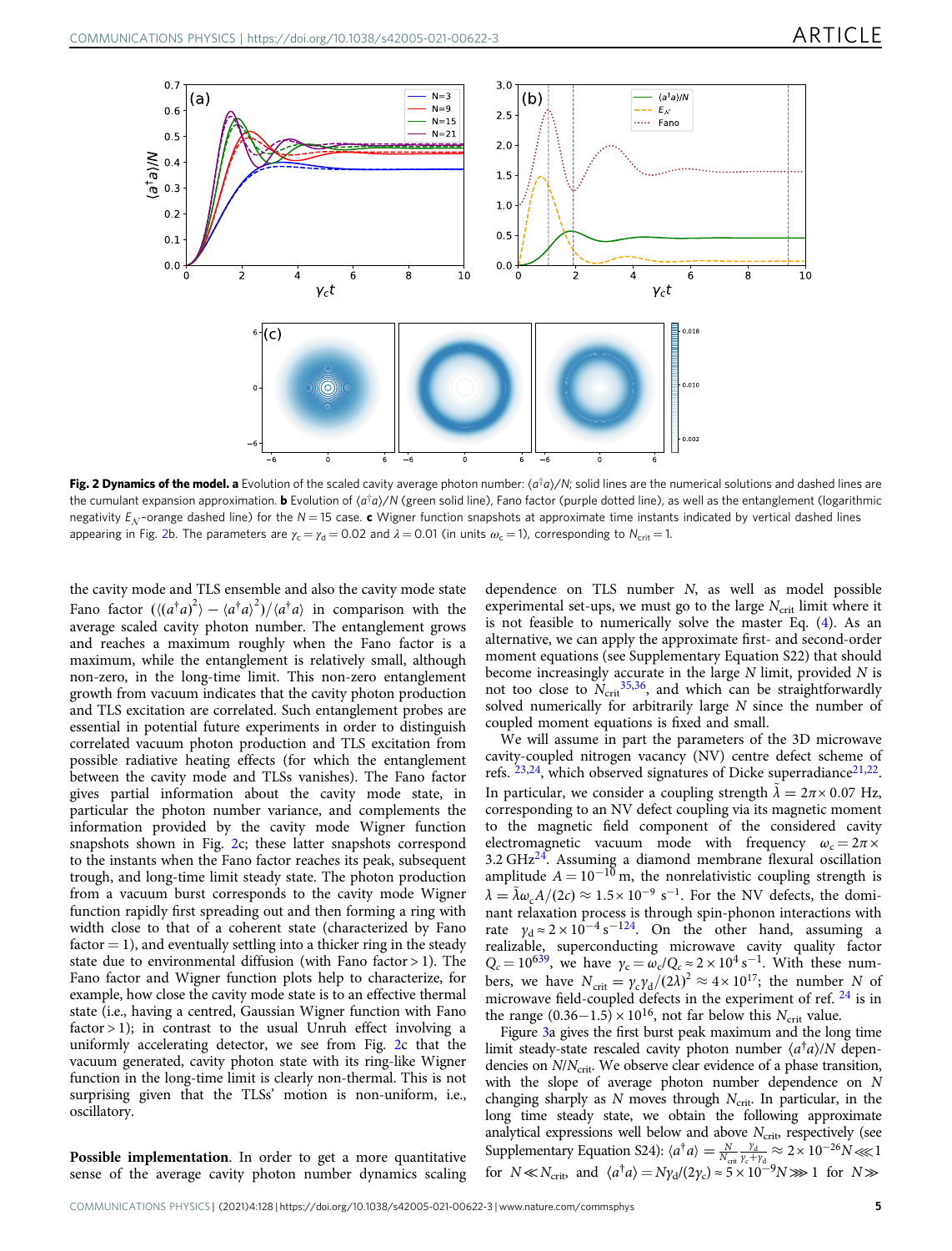**Fig. 2 Dynamics of the model. a** Evolution of the scaled cavity average photon number: $\langle a^\dagger a\rangle/N$; solid lines are the numerical solutions and dashed lines are the cumulant expansion approximation. **b** Evolution of $\langle a^\dagger a\rangle/N$ (green solid line), Fano factor (purple dotted line), as well as the entanglement (logarithmic negativity $E_{\mathcal{N}}$–orange dashed line) for the $N = 15$ case. **c** Wigner function snapshots at approximate time instants indicated by vertical dashed lines appearing in Fig. 2b. The parameters are $\gamma_c = \gamma_d = 0.02$ and $\lambda = 0.01$ (in units $\omega_c = 1$), corresponding to $N_{\text{crit}} = 1$.

the cavity mode and TLS ensemble and also the cavity mode state Fano factor $(\langle(a^\dagger a)^2\rangle - \langle a^\dagger a\rangle^2)/\langle a^\dagger a\rangle$ in comparison with the average scaled cavity photon number. The entanglement grows and reaches a maximum roughly when the Fano factor is a maximum, while the entanglement is relatively small, although non-zero, in the long-time limit. This non-zero entanglement growth from vacuum indicates that the cavity photon production and TLS excitation are correlated. Such entanglement probes are essential in potential future experiments in order to distinguish correlated vacuum photon production and TLS excitation from possible radiative heating effects (for which the entanglement between the cavity mode and TLSs vanishes). The Fano factor gives partial information about the cavity mode state, in particular the photon number variance, and complements the information provided by the cavity mode Wigner function snapshots shown in Fig. 2c; these latter snapshots correspond to the instants when the Fano factor reaches its peak, subsequent trough, and long-time limit steady state. The photon production from a vacuum burst corresponds to the cavity mode Wigner function rapidly first spreading out and then forming a ring with width close to that of a coherent state (characterized by Fano factor = 1), and eventually settling into a thicker ring in the steady state due to environmental diffusion (with Fano factor > 1). The Fano factor and Wigner function plots help to characterize, for example, how close the cavity mode state is to an effective thermal state (i.e., having a centred, Gaussian Wigner function with Fano factor > 1); in contrast to the usual Unruh effect involving a uniformly accelerating detector, we see from Fig. 2c that the vacuum generated, cavity photon state with its ring-like Wigner function in the long-time limit is clearly non-thermal. This is not surprising given that the TLSs' motion is non-uniform, i.e., oscillatory.

**Possible implementation**. In order to get a more quantitative sense of the average cavity photon number dynamics scaling dependence on TLS number $N$, as well as model possible experimental set-ups, we must go to the large $N_{\text{crit}}$ limit where it is not feasible to numerically solve the master Eq. (4). As an alternative, we can apply the approximate first- and second-order moment equations (see Supplementary Equation S22) that should become increasingly accurate in the large $N$ limit, provided $N$ is not too close to $N_{\text{crit}}$[35,36], and which can be straightforwardly solved numerically for arbitrarily large $N$ since the number of coupled moment equations is fixed and small.

We will assume in part the parameters of the 3D microwave cavity-coupled nitrogen vacancy (NV) centre defect scheme of refs. [23,24], which observed signatures of Dicke superradiance[21,22]. In particular, we consider a coupling strength $\tilde{\lambda} = 2\pi \times 0.07$ Hz, corresponding to an NV defect coupling via its magnetic moment to the magnetic field component of the considered cavity electromagnetic vacuum mode with frequency $\omega_c = 2\pi \times 3.2$ GHz[24]. Assuming a diamond membrane flexural oscillation amplitude $A = 10^{-10}$ m, the nonrelativistic coupling strength is $\lambda = \tilde{\lambda}\omega_c A/(2c) \approx 1.5 \times 10^{-9}$ s$^{-1}$. For the NV defects, the dominant relaxation process is through spin-phonon interactions with rate $\gamma_d \approx 2 \times 10^{-4}$ s$^{-1}$[24]. On the other hand, assuming a realizable, superconducting microwave cavity quality factor $Q_c = 10^6$[39], we have $\gamma_c = \omega_c/Q_c \approx 2 \times 10^4$ s$^{-1}$. With these numbers, we have $N_{\text{crit}} = \gamma_c\gamma_d/(2\lambda)^2 \approx 4 \times 10^{17}$; the number $N$ of microwave field-coupled defects in the experiment of ref. [24] is in the range $(0.36-1.5) \times 10^{16}$, not far below this $N_{\text{crit}}$ value.

Figure 3a gives the first burst peak maximum and the long time limit steady-state rescaled cavity photon number $\langle a^\dagger a\rangle/N$ dependencies on $N/N_{\text{crit}}$. We observe clear evidence of a phase transition, with the slope of average photon number dependence on $N$ changing sharply as $N$ moves through $N_{\text{crit}}$. In particular, in the long time steady state, we obtain the following approximate analytical expressions well below and above $N_{\text{crit}}$, respectively (see Supplementary Equation S24): $\langle a^\dagger a\rangle = \frac{N}{N_{\text{crit}}}\frac{\gamma_d}{\gamma_c+\gamma_d} \approx 2 \times 10^{-26}N \lll 1$ for $N \ll N_{\text{crit}}$, and $\langle a^\dagger a\rangle = N\gamma_d/(2\gamma_c) \approx 5 \times 10^{-9}N \ggg 1$ for $N \gg$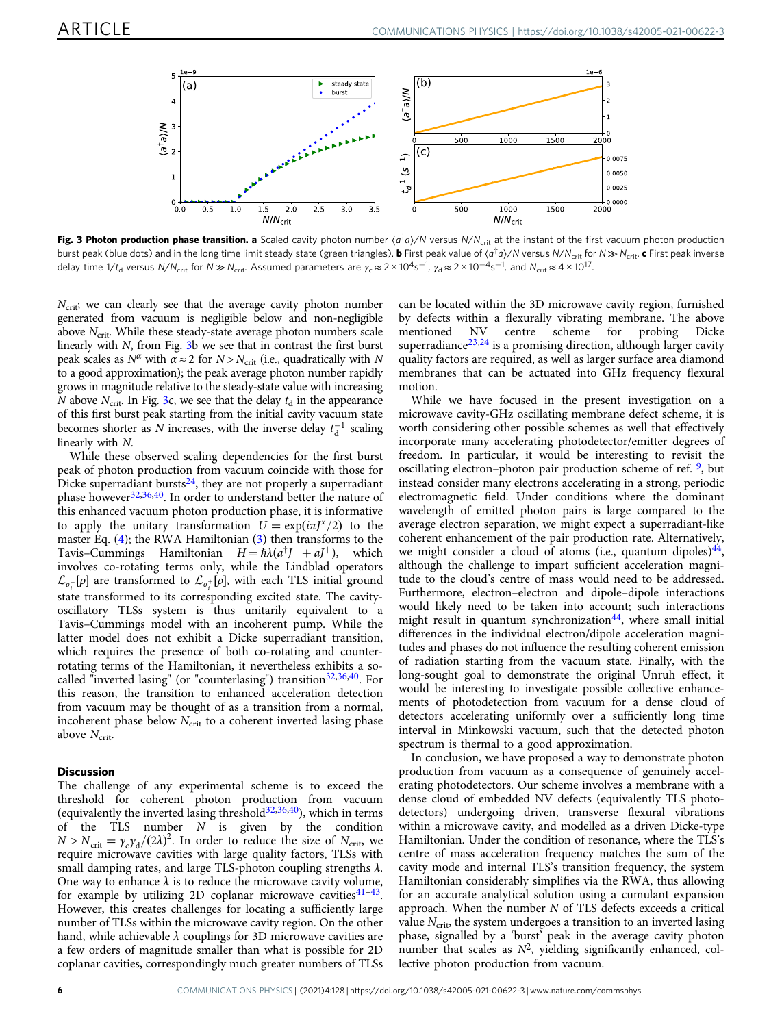**Fig. 3 Photon production phase transition. a** Scaled cavity photon number $\langle a^\dagger a\rangle/N$ versus $N/N_{\rm crit}$ at the instant of the first vacuum photon production burst peak (blue dots) and in the long time limit steady state (green triangles). **b** First peak value of $\langle a^\dagger a\rangle/N$ versus $N/N_{\rm crit}$ for $N \gg N_{\rm crit}$. **c** First peak inverse delay time $1/t_{\rm d}$ versus $N/N_{\rm crit}$ for $N \gg N_{\rm crit}$. Assumed parameters are $\gamma_{\rm c} \approx 2\times10^4 {\rm s}^{-1}$, $\gamma_{\rm d} \approx 2\times10^{-4} {\rm s}^{-1}$, and $N_{\rm crit} \approx 4\times10^{17}$.

$N_{\rm crit}$; we can clearly see that the average cavity photon number generated from vacuum is negligible below and non-negligible above $N_{\rm crit}$. While these steady-state average photon numbers scale linearly with $N$, from Fig. 3b we see that in contrast the first burst peak scales as $N^\alpha$ with $\alpha \approx 2$ for $N > N_{\rm crit}$ (i.e., quadratically with $N$ to a good approximation); the peak average photon number rapidly grows in magnitude relative to the steady-state value with increasing $N$ above $N_{\rm crit}$. In Fig. 3c, we see that the delay $t_{\rm d}$ in the appearance of this first burst peak starting from the initial cavity vacuum state becomes shorter as $N$ increases, with the inverse delay $t_{\rm d}^{-1}$ scaling linearly with $N$.

While these observed scaling dependencies for the first burst peak of photon production from vacuum coincide with those for Dicke superradiant bursts[24], they are not properly a superradiant phase however[32,36,40]. In order to understand better the nature of this enhanced vacuum photon production phase, it is informative to apply the unitary transformation $U = \exp(i\pi J^x/2)$ to the master Eq. (4); the RWA Hamiltonian (3) then transforms to the Tavis–Cummings Hamiltonian $H = \hbar\lambda(a^\dagger J^- + aJ^+)$, which involves co-rotating terms only, while the Lindblad operators $\mathcal{L}_{\sigma_i^-}[\rho]$ are transformed to $\mathcal{L}_{\sigma_i^+}[\rho]$, with each TLS initial ground state transformed to its corresponding excited state. The cavity-oscillatory TLSs system is thus unitarily equivalent to a Tavis–Cummings model with an incoherent pump. While the latter model does not exhibit a Dicke superradiant transition, which requires the presence of both co-rotating and counter-rotating terms of the Hamiltonian, it nevertheless exhibits a so-called "inverted lasing" (or "counterlasing") transition[32,36,40]. For this reason, the transition to enhanced acceleration detection from vacuum may be thought of as a transition from a normal, incoherent phase below $N_{\rm crit}$ to a coherent inverted lasing phase above $N_{\rm crit}$.

## Discussion

The challenge of any experimental scheme is to exceed the threshold for coherent photon production from vacuum (equivalently the inverted lasing threshold[32,36,40]), which in terms of the TLS number $N$ is given by the condition $N > N_{\rm crit} = \gamma_{\rm c}\gamma_{\rm d}/(2\lambda)^2$. In order to reduce the size of $N_{\rm crit}$, we require microwave cavities with large quality factors, TLSs with small damping rates, and large TLS-photon coupling strengths $\lambda$. One way to enhance $\lambda$ is to reduce the microwave cavity volume, for example by utilizing 2D coplanar microwave cavities[41–43]. However, this creates challenges for locating a sufficiently large number of TLSs within the microwave cavity region. On the other hand, while achievable $\lambda$ couplings for 3D microwave cavities are a few orders of magnitude smaller than what is possible for 2D coplanar cavities, correspondingly much greater numbers of TLSs can be located within the 3D microwave cavity region, furnished by defects within a flexurally vibrating membrane. The above mentioned NV centre scheme for probing Dicke superradiance[23,24] is a promising direction, although larger cavity quality factors are required, as well as larger surface area diamond membranes that can be actuated into GHz frequency flexural motion.

While we have focused in the present investigation on a microwave cavity-GHz oscillating membrane defect scheme, it is worth considering other possible schemes as well that effectively incorporate many accelerating photodetector/emitter degrees of freedom. In particular, it would be interesting to revisit the oscillating electron–photon pair production scheme of ref. [9], but instead consider many electrons accelerating in a strong, periodic electromagnetic field. Under conditions where the dominant wavelength of emitted photon pairs is large compared to the average electron separation, we might expect a superradiant-like coherent enhancement of the pair production rate. Alternatively, we might consider a cloud of atoms (i.e., quantum dipoles)[44], although the challenge to impart sufficient acceleration magnitude to the cloud's centre of mass would need to be addressed. Furthermore, electron–electron and dipole–dipole interactions would likely need to be taken into account; such interactions might result in quantum synchronization[44], where small initial differences in the individual electron/dipole acceleration magnitudes and phases do not influence the resulting coherent emission of radiation starting from the vacuum state. Finally, with the long-sought goal to demonstrate the original Unruh effect, it would be interesting to investigate possible collective enhancements of photodetection from vacuum for a dense cloud of detectors accelerating uniformly over a sufficiently long time interval in Minkowski vacuum, such that the detected photon spectrum is thermal to a good approximation.

In conclusion, we have proposed a way to demonstrate photon production from vacuum as a consequence of genuinely accelerating photodetectors. Our scheme involves a membrane with a dense cloud of embedded NV defects (equivalently TLS photodetectors) undergoing driven, transverse flexural vibrations within a microwave cavity, and modelled as a driven Dicke-type Hamiltonian. Under the condition of resonance, where the TLS's centre of mass acceleration frequency matches the sum of the cavity mode and internal TLS's transition frequency, the system Hamiltonian considerably simplifies via the RWA, thus allowing for an accurate analytical solution using a cumulant expansion approach. When the number $N$ of TLS defects exceeds a critical value $N_{\rm crit}$, the system undergoes a transition to an inverted lasing phase, signalled by a 'burst' peak in the average cavity photon number that scales as $N^2$, yielding significantly enhanced, collective photon production from vacuum.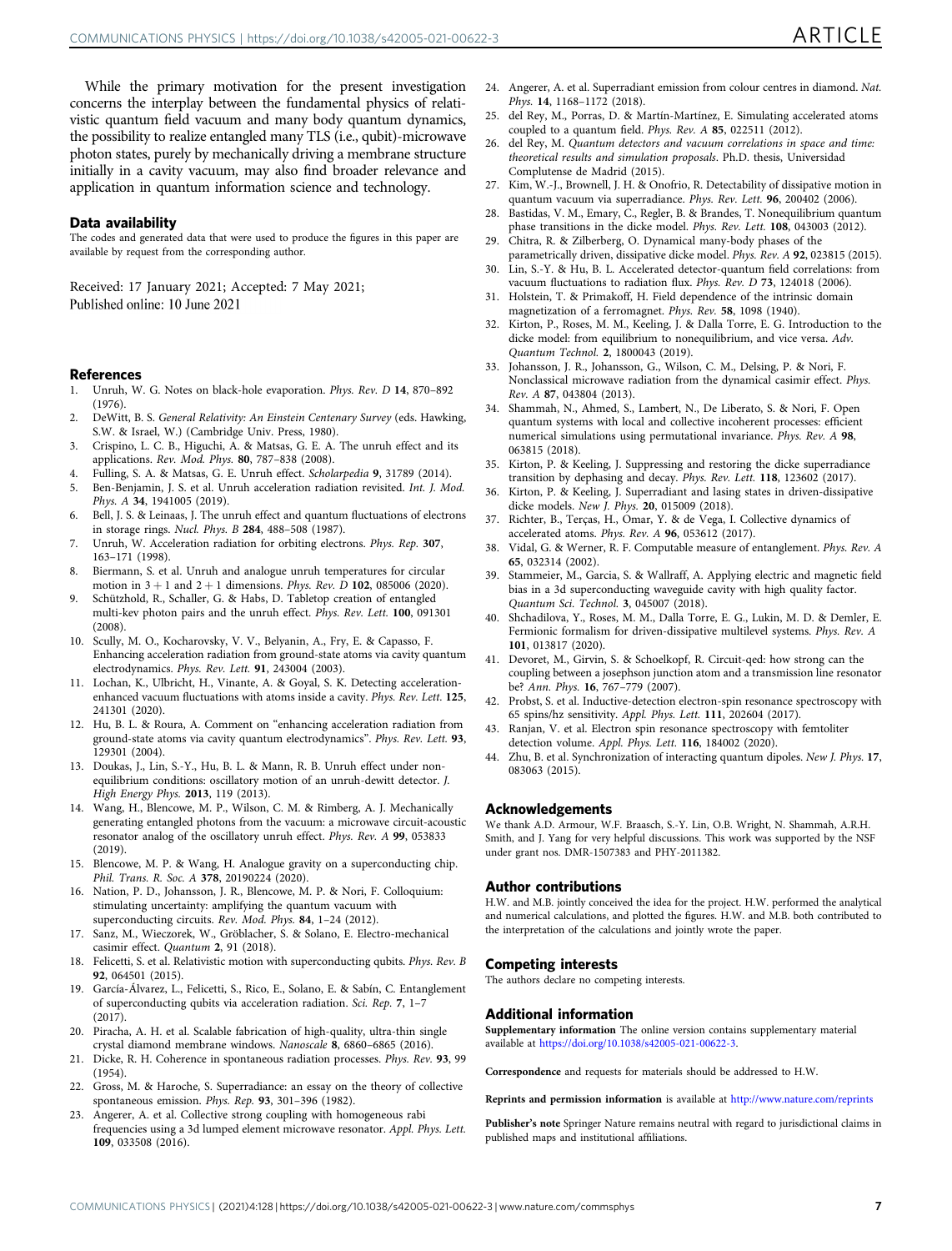While the primary motivation for the present investigation concerns the interplay between the fundamental physics of relativistic quantum field vacuum and many body quantum dynamics, the possibility to realize entangled many TLS (i.e., qubit)-microwave photon states, purely by mechanically driving a membrane structure initially in a cavity vacuum, may also find broader relevance and application in quantum information science and technology.

### Data availability

The codes and generated data that were used to produce the figures in this paper are available by request from the corresponding author.

Received: 17 January 2021; Accepted: 7 May 2021;
Published online: 10 June 2021

### References

1. Unruh, W. G. Notes on black-hole evaporation. *Phys. Rev. D* **14**, 870–892 (1976).
2. DeWitt, B. S. *General Relativity: An Einstein Centenary Survey* (eds. Hawking, S.W. & Israel, W.) (Cambridge Univ. Press, 1980).
3. Crispino, L. C. B., Higuchi, A. & Matsas, G. E. A. The unruh effect and its applications. *Rev. Mod. Phys.* **80**, 787–838 (2008).
4. Fulling, S. A. & Matsas, G. E. Unruh effect. *Scholarpedia* **9**, 31789 (2014).
5. Ben-Benjamin, J. S. et al. Unruh acceleration radiation revisited. *Int. J. Mod. Phys. A* **34**, 1941005 (2019).
6. Bell, J. S. & Leinaas, J. The unruh effect and quantum fluctuations of electrons in storage rings. *Nucl. Phys. B* **284**, 488–508 (1987).
7. Unruh, W. Acceleration radiation for orbiting electrons. *Phys. Rep.* **307**, 163–171 (1998).
8. Biermann, S. et al. Unruh and analogue unruh temperatures for circular motion in $3 + 1$ and $2 + 1$ dimensions. *Phys. Rev. D* **102**, 085006 (2020).
9. Schützhold, R., Schaller, G. & Habs, D. Tabletop creation of entangled multi-kev photon pairs and the unruh effect. *Phys. Rev. Lett.* **100**, 091301 (2008).
10. Scully, M. O., Kocharovsky, V. V., Belyanin, A., Fry, E. & Capasso, F. Enhancing acceleration radiation from ground-state atoms via cavity quantum electrodynamics. *Phys. Rev. Lett.* **91**, 243004 (2003).
11. Lochan, K., Ulbricht, H., Vinante, A. & Goyal, S. K. Detecting acceleration-enhanced vacuum fluctuations with atoms inside a cavity. *Phys. Rev. Lett.* **125**, 241301 (2020).
12. Hu, B. L. & Roura, A. Comment on "enhancing acceleration radiation from ground-state atoms via cavity quantum electrodynamics". *Phys. Rev. Lett.* **93**, 129301 (2004).
13. Doukas, J., Lin, S.-Y., Hu, B. L. & Mann, R. B. Unruh effect under non-equilibrium conditions: oscillatory motion of an unruh-dewitt detector. *J. High Energy Phys.* **2013**, 119 (2013).
14. Wang, H., Blencowe, M. P., Wilson, C. M. & Rimberg, A. J. Mechanically generating entangled photons from the vacuum: a microwave circuit-acoustic resonator analog of the oscillatory unruh effect. *Phys. Rev. A* **99**, 053833 (2019).
15. Blencowe, M. P. & Wang, H. Analogue gravity on a superconducting chip. *Phil. Trans. R. Soc. A* **378**, 20190224 (2020).
16. Nation, P. D., Johansson, J. R., Blencowe, M. P. & Nori, F. Colloquium: stimulating uncertainty: amplifying the quantum vacuum with superconducting circuits. *Rev. Mod. Phys.* **84**, 1–24 (2012).
17. Sanz, M., Wieczorek, W., Gröblacher, S. & Solano, E. Electro-mechanical casimir effect. *Quantum* **2**, 91 (2018).
18. Felicetti, S. et al. Relativistic motion with superconducting qubits. *Phys. Rev. B* **92**, 064501 (2015).
19. García-Álvarez, L., Felicetti, S., Rico, E., Solano, E. & Sabín, C. Entanglement of superconducting qubits via acceleration radiation. *Sci. Rep.* **7**, 1–7 (2017).
20. Piracha, A. H. et al. Scalable fabrication of high-quality, ultra-thin single crystal diamond membrane windows. *Nanoscale* **8**, 6860–6865 (2016).
21. Dicke, R. H. Coherence in spontaneous radiation processes. *Phys. Rev.* **93**, 99 (1954).
22. Gross, M. & Haroche, S. Superradiance: an essay on the theory of collective spontaneous emission. *Phys. Rep.* **93**, 301–396 (1982).
23. Angerer, A. et al. Collective strong coupling with homogeneous Rabi frequencies using a 3d lumped element microwave resonator. *Appl. Phys. Lett.* **109**, 033508 (2016).
24. Angerer, A. et al. Superradiant emission from colour centres in diamond. *Nat. Phys.* **14**, 1168–1172 (2018).
25. del Rey, M., Porras, D. & Martín-Martínez, E. Simulating accelerated atoms coupled to a quantum field. *Phys. Rev. A* **85**, 022511 (2012).
26. del Rey, M. *Quantum detectors and vacuum correlations in space and time: theoretical results and simulation proposals*. Ph.D. thesis, Universidad Complutense de Madrid (2015).
27. Kim, W.-J., Brownell, J. H. & Onofrio, R. Detectability of dissipative motion in quantum vacuum via superradiance. *Phys. Rev. Lett.* **96**, 200402 (2006).
28. Bastidas, V. M., Emary, C., Regler, B. & Brandes, T. Nonequilibrium quantum phase transitions in the dicke model. *Phys. Rev. Lett.* **108**, 043003 (2012).
29. Chitra, R. & Zilberberg, O. Dynamical many-body phases of the parametrically driven, dissipative dicke model. *Phys. Rev. A* **92**, 023815 (2015).
30. Lin, S.-Y. & Hu, B. L. Accelerated detector-quantum field correlations: from vacuum fluctuations to radiation flux. *Phys. Rev. D* **73**, 124018 (2006).
31. Holstein, T. & Primakoff, H. Field dependence of the intrinsic domain magnetization of a ferromagnet. *Phys. Rev.* **58**, 1098 (1940).
32. Kirton, P., Roses, M. M., Keeling, J. & Dalla Torre, E. G. Introduction to the dicke model: from equilibrium to nonequilibrium, and vice versa. *Adv. Quantum Technol.* **2**, 1800043 (2019).
33. Johansson, J. R., Johansson, G., Wilson, C. M., Delsing, P. & Nori, F. Nonclassical microwave radiation from the dynamical casimir effect. *Phys. Rev. A* **87**, 043804 (2013).
34. Shammah, N., Ahmed, S., Lambert, N., De Liberato, S. & Nori, F. Open quantum systems with local and collective incoherent processes: efficient numerical simulations using permutational invariance. *Phys. Rev. A* **98**, 063815 (2018).
35. Kirton, P. & Keeling, J. Suppressing and restoring the dicke superradiance transition by dephasing and decay. *Phys. Rev. Lett.* **118**, 123602 (2017).
36. Kirton, P. & Keeling, J. Superradiant and lasing states in driven-dissipative dicke models. *New J. Phys.* **20**, 015009 (2018).
37. Richter, B., Terças, H., Omar, Y. & de Vega, I. Collective dynamics of accelerated atoms. *Phys. Rev. A* **96**, 053612 (2017).
38. Vidal, G. & Werner, R. F. Computable measure of entanglement. *Phys. Rev. A* **65**, 032314 (2002).
39. Stammeier, M., Garcia, S. & Wallraff, A. Applying electric and magnetic field bias in a 3d superconducting waveguide cavity with high quality factor. *Quantum Sci. Technol.* **3**, 045007 (2018).
40. Shchadilova, Y., Roses, M. M., Dalla Torre, E. G., Lukin, M. D. & Demler, E. Fermionic formalism for driven-dissipative multilevel systems. *Phys. Rev. A* **101**, 013817 (2020).
41. Devoret, M., Girvin, S. & Schoelkopf, R. Circuit-qed: how strong can the coupling between a josephson junction atom and a transmission line resonator be? *Ann. Phys.* **16**, 767–779 (2007).
42. Probst, S. et al. Inductive-detection electron-spin resonance spectroscopy with 65 spins/hz sensitivity. *Appl. Phys. Lett.* **111**, 202604 (2017).
43. Ranjan, V. et al. Electron spin resonance spectroscopy with femtoliter detection volume. *Appl. Phys. Lett.* **116**, 184002 (2020).
44. Zhu, B. et al. Synchronization of interacting quantum dipoles. *New J. Phys.* **17**, 083063 (2015).

### Acknowledgements

We thank A.D. Armour, W.F. Braasch, S.-Y. Lin, O.B. Wright, N. Shammah, A.R.H. Smith, and J. Yang for very helpful discussions. This work was supported by the NSF under grant nos. DMR-1507383 and PHY-2011382.

### Author contributions

H.W. and M.B. jointly conceived the idea for the project. H.W. performed the analytical and numerical calculations, and plotted the figures. H.W. and M.B. both contributed to the interpretation of the calculations and jointly wrote the paper.

### Competing interests

The authors declare no competing interests.

### Additional information

**Supplementary information** The online version contains supplementary material available at https://doi.org/10.1038/s42005-021-00622-3.

**Correspondence** and requests for materials should be addressed to H.W.

**Reprints and permission information** is available at http://www.nature.com/reprints

**Publisher's note** Springer Nature remains neutral with regard to jurisdictional claims in published maps and institutional affiliations.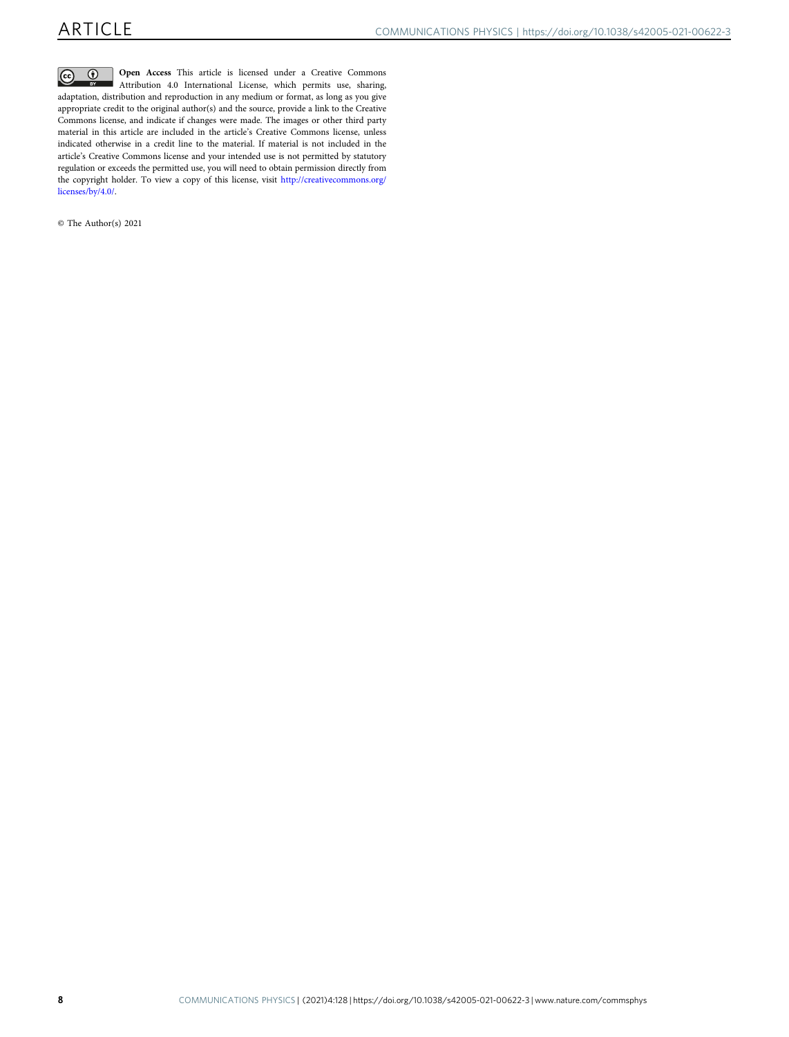**Open Access** This article is licensed under a Creative Commons Attribution 4.0 International License, which permits use, sharing, adaptation, distribution and reproduction in any medium or format, as long as you give appropriate credit to the original author(s) and the source, provide a link to the Creative Commons license, and indicate if changes were made. The images or other third party material in this article are included in the article's Creative Commons license, unless indicated otherwise in a credit line to the material. If material is not included in the article's Creative Commons license and your intended use is not permitted by statutory regulation or exceeds the permitted use, you will need to obtain permission directly from the copyright holder. To view a copy of this license, visit http://creativecommons.org/licenses/by/4.0/.

© The Author(s) 2021